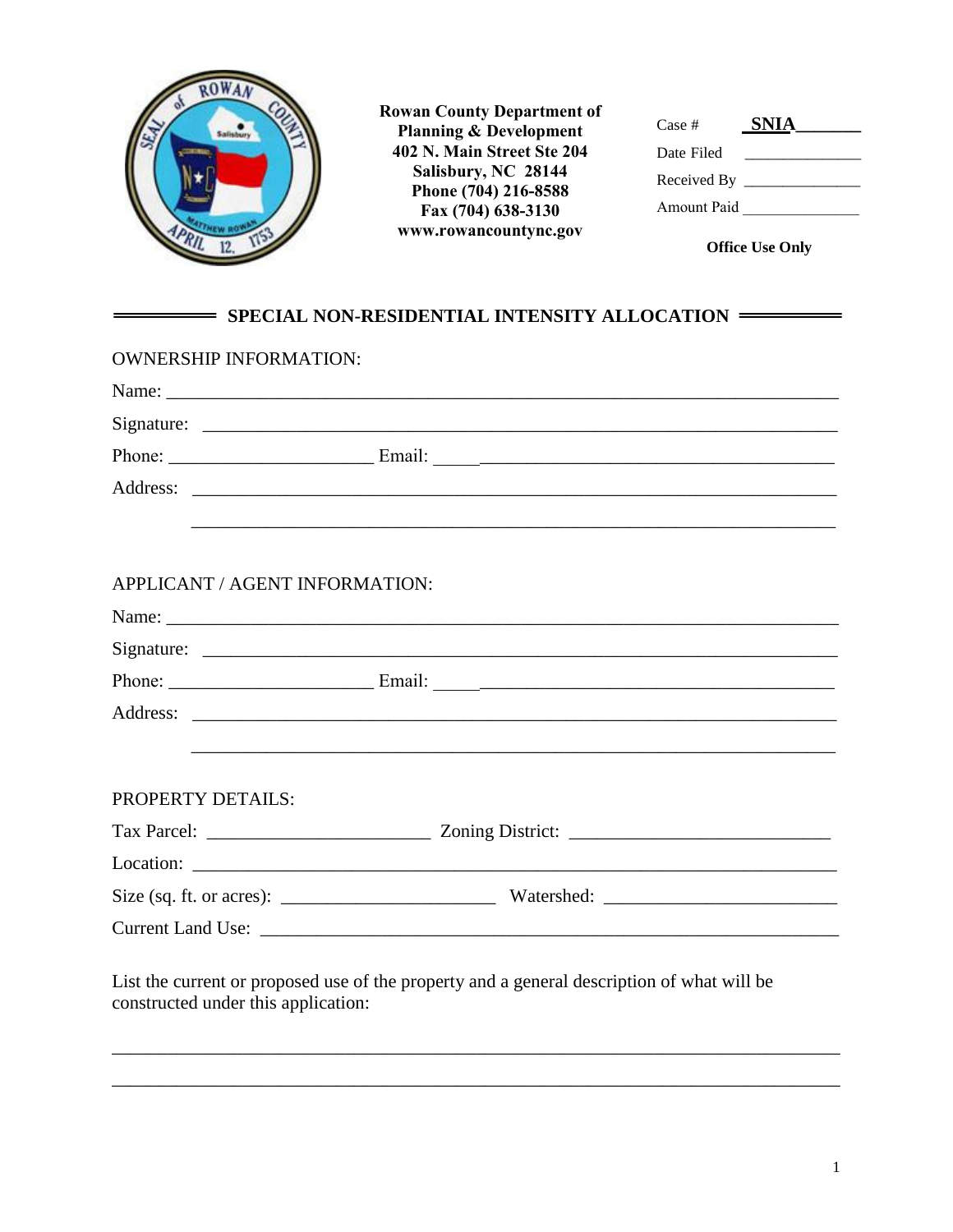**Rowan County Department of Planning & Development**
**402 N. Main Street Ste 204**
**Salisbury, NC 28144**
**Phone (704) 216-8588**
**Fax (704) 638-3130**
**www.rowancountync.gov**

Case # **SNIA**_______

Date Filed _______________

Received By _______________

Amount Paid _______________

**Office Use Only**

## SPECIAL NON-RESIDENTIAL INTENSITY ALLOCATION

OWNERSHIP INFORMATION:

Name: ___________________________________________________________________

Signature: _______________________________________________________________

Phone: _____________________ Email: ______________________________________

Address: _________________________________________________________________

_________________________________________________________________

APPLICANT / AGENT INFORMATION:

Name: ___________________________________________________________________

Signature: _______________________________________________________________

Phone: _____________________ Email: ______________________________________

Address: _________________________________________________________________

_________________________________________________________________

PROPERTY DETAILS:

Tax Parcel: ______________________ Zoning District: __________________________

Location: ________________________________________________________________

Size (sq. ft. or acres): ____________________ Watershed: _______________________

Current Land Use: ________________________________________________________

List the current or proposed use of the property and a general description of what will be constructed under this application:

_________________________________________________________________________

_________________________________________________________________________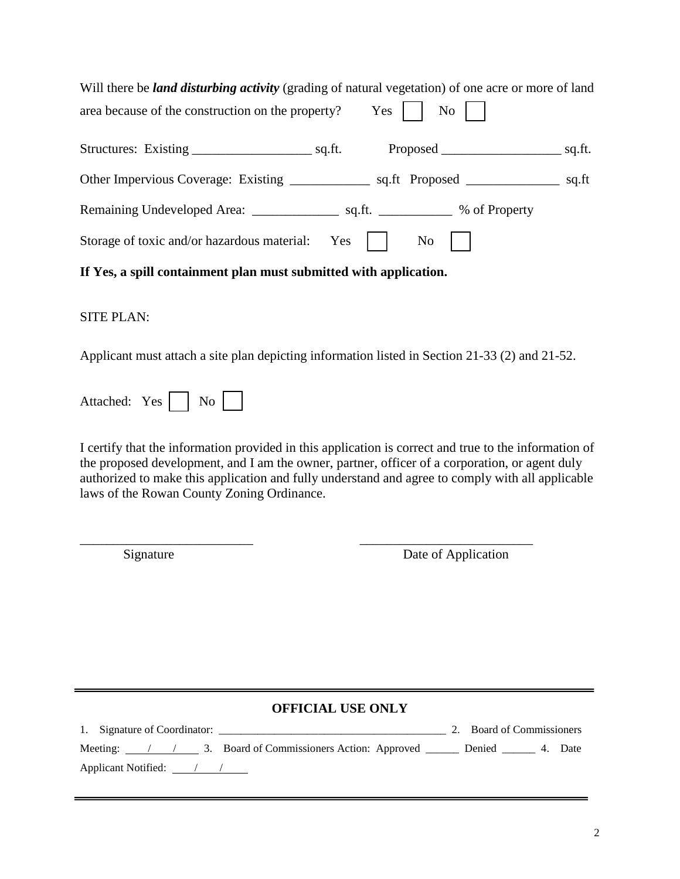Will there be ***land disturbing activity*** (grading of natural vegetation) of one acre or more of land area because of the construction on the property? Yes ☐ No ☐

Structures: Existing __________________ sq.ft. Proposed __________________ sq.ft.

Other Impervious Coverage: Existing ____________ sq.ft Proposed ______________ sq.ft

Remaining Undeveloped Area: _____________ sq.ft. ___________ % of Property

Storage of toxic and/or hazardous material: Yes ☐ No ☐

**If Yes, a spill containment plan must submitted with application.**

SITE PLAN:

Applicant must attach a site plan depicting information listed in Section 21-33 (2) and 21-52.

Attached: Yes ☐ No ☐

I certify that the information provided in this application is correct and true to the information of the proposed development, and I am the owner, partner, officer of a corporation, or agent duly authorized to make this application and fully understand and agree to comply with all applicable laws of the Rowan County Zoning Ordinance.

__________________________ __________________________
Signature Date of Application

---

**OFFICIAL USE ONLY**

1. Signature of Coordinator: ________________________________________ 2. Board of Commissioners Meeting: ____/____/____ 3. Board of Commissioners Action: Approved ______ Denied ______ 4. Date Applicant Notified: ____/____/____

---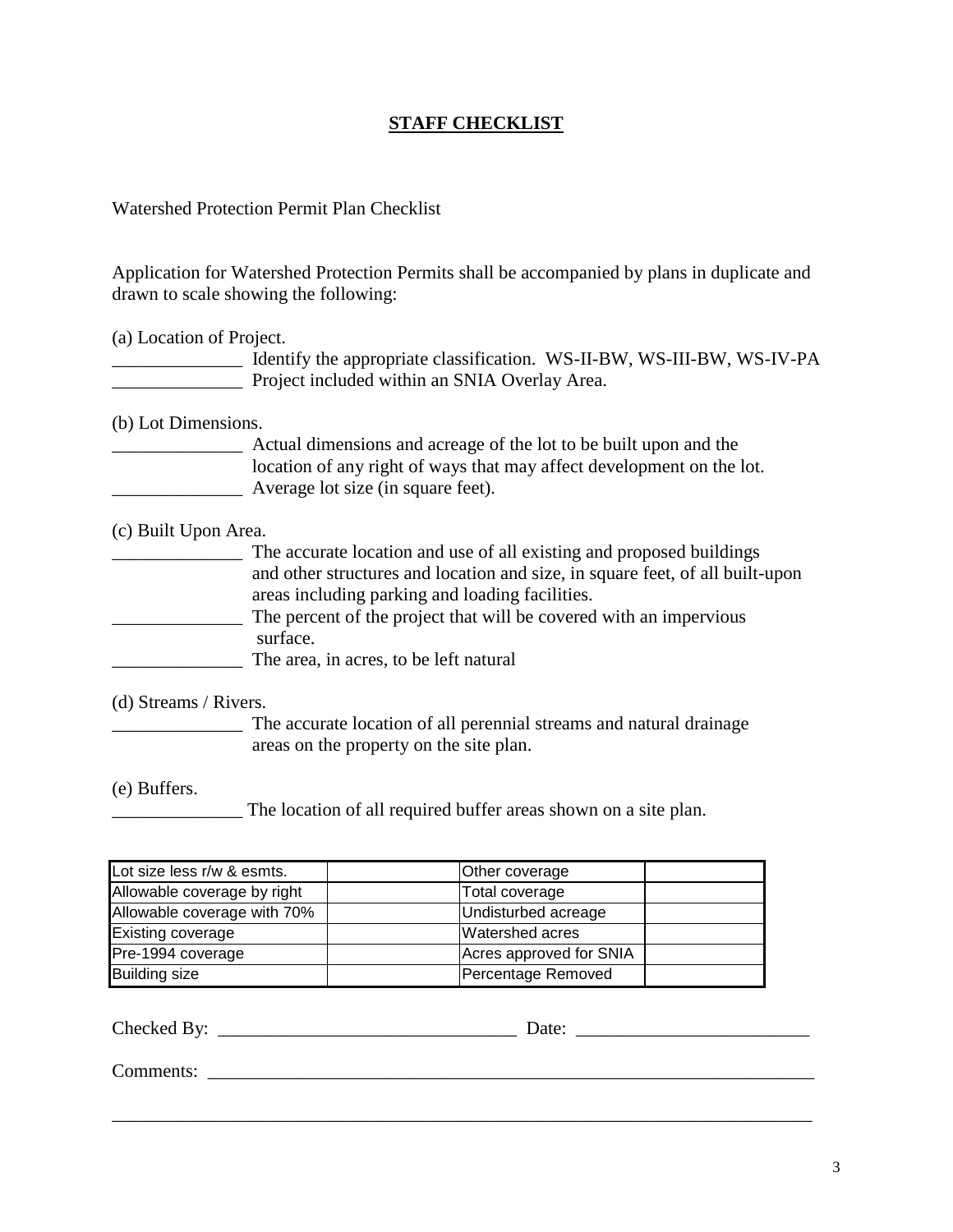## STAFF CHECKLIST

Watershed Protection Permit Plan Checklist

Application for Watershed Protection Permits shall be accompanied by plans in duplicate and drawn to scale showing the following:

(a) Location of Project.

______________ Identify the appropriate classification. WS-II-BW, WS-III-BW, WS-IV-PA

______________ Project included within an SNIA Overlay Area.

(b) Lot Dimensions.

______________ Actual dimensions and acreage of the lot to be built upon and the location of any right of ways that may affect development on the lot.

______________ Average lot size (in square feet).

(c) Built Upon Area.

______________ The accurate location and use of all existing and proposed buildings and other structures and location and size, in square feet, of all built-upon areas including parking and loading facilities.

______________ The percent of the project that will be covered with an impervious surface.

______________ The area, in acres, to be left natural

(d) Streams / Rivers.

______________ The accurate location of all perennial streams and natural drainage areas on the property on the site plan.

(e) Buffers.

______________ The location of all required buffer areas shown on a site plan.

| | | | |
|---|---|---|---|
| Lot size less r/w & esmts. | | Other coverage | |
| Allowable coverage by right | | Total coverage | |
| Allowable coverage with 70% | | Undisturbed acreage | |
| Existing coverage | | Watershed acres | |
| Pre-1994 coverage | | Acres approved for SNIA | |
| Building size | | Percentage Removed | |

Checked By: ________________________________ Date: _________________________

Comments: ____________________________________________________________________

______________________________________________________________________________